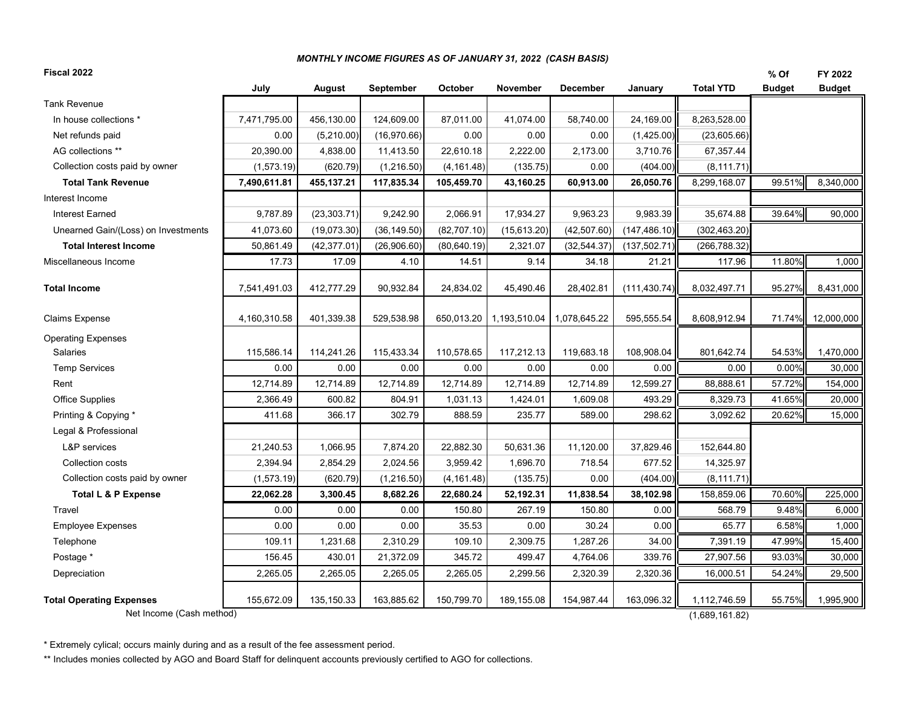### *MONTHLY INCOME FIGURES AS OF JANUARY 31, 2022 (CASH BASIS)*

**Fiscal 2022**

| | July | August | September | October | November | December | January | Total YTD | % Of Budget | FY 2022 Budget |
|---|---|---|---|---|---|---|---|---|---|---|
| Tank Revenue | | | | | | | | | | |
| In house collections * | 7,471,795.00 | 456,130.00 | 124,609.00 | 87,011.00 | 41,074.00 | 58,740.00 | 24,169.00 | 8,263,528.00 | | |
| Net refunds paid | 0.00 | (5,210.00) | (16,970.66) | 0.00 | 0.00 | 0.00 | (1,425.00) | (23,605.66) | | |
| AG collections ** | 20,390.00 | 4,838.00 | 11,413.50 | 22,610.18 | 2,222.00 | 2,173.00 | 3,710.76 | 67,357.44 | | |
| Collection costs paid by owner | (1,573.19) | (620.79) | (1,216.50) | (4,161.48) | (135.75) | 0.00 | (404.00) | (8,111.71) | | |
| **Total Tank Revenue** | **7,490,611.81** | **455,137.21** | **117,835.34** | **105,459.70** | **43,160.25** | **60,913.00** | **26,050.76** | 8,299,168.07 | 99.51% | 8,340,000 |
| Interest Income | | | | | | | | | | |
| Interest Earned | 9,787.89 | (23,303.71) | 9,242.90 | 2,066.91 | 17,934.27 | 9,963.23 | 9,983.39 | 35,674.88 | 39.64% | 90,000 |
| Unearned Gain/(Loss) on Investments | 41,073.60 | (19,073.30) | (36,149.50) | (82,707.10) | (15,613.20) | (42,507.60) | (147,486.10) | (302,463.20) | | |
| **Total Interest Income** | **50,861.49** | **(42,377.01)** | **(26,906.60)** | **(80,640.19)** | **2,321.07** | **(32,544.37)** | **(137,502.71)** | (266,788.32) | | |
| Miscellaneous Income | 17.73 | 17.09 | 4.10 | 14.51 | 9.14 | 34.18 | 21.21 | 117.96 | 11.80% | 1,000 |
| **Total Income** | 7,541,491.03 | 412,777.29 | 90,932.84 | 24,834.02 | 45,490.46 | 28,402.81 | (111,430.74) | 8,032,497.71 | 95.27% | 8,431,000 |
| Claims Expense | 4,160,310.58 | 401,339.38 | 529,538.98 | 650,013.20 | 1,193,510.04 | 1,078,645.22 | 595,555.54 | 8,608,912.94 | 71.74% | 12,000,000 |
| Operating Expenses | | | | | | | | | | |
| Salaries | 115,586.14 | 114,241.26 | 115,433.34 | 110,578.65 | 117,212.13 | 119,683.18 | 108,908.04 | 801,642.74 | 54.53% | 1,470,000 |
| Temp Services | 0.00 | 0.00 | 0.00 | 0.00 | 0.00 | 0.00 | 0.00 | 0.00 | 0.00% | 30,000 |
| Rent | 12,714.89 | 12,714.89 | 12,714.89 | 12,714.89 | 12,714.89 | 12,714.89 | 12,599.27 | 88,888.61 | 57.72% | 154,000 |
| Office Supplies | 2,366.49 | 600.82 | 804.91 | 1,031.13 | 1,424.01 | 1,609.08 | 493.29 | 8,329.73 | 41.65% | 20,000 |
| Printing & Copying * | 411.68 | 366.17 | 302.79 | 888.59 | 235.77 | 589.00 | 298.62 | 3,092.62 | 20.62% | 15,000 |
| Legal & Professional | | | | | | | | | | |
| L&P services | 21,240.53 | 1,066.95 | 7,874.20 | 22,882.30 | 50,631.36 | 11,120.00 | 37,829.46 | 152,644.80 | | |
| Collection costs | 2,394.94 | 2,854.29 | 2,024.56 | 3,959.42 | 1,696.70 | 718.54 | 677.52 | 14,325.97 | | |
| Collection costs paid by owner | (1,573.19) | (620.79) | (1,216.50) | (4,161.48) | (135.75) | 0.00 | (404.00) | (8,111.71) | | |
| **Total L & P Expense** | **22,062.28** | **3,300.45** | **8,682.26** | **22,680.24** | **52,192.31** | **11,838.54** | **38,102.98** | 158,859.06 | 70.60% | 225,000 |
| Travel | 0.00 | 0.00 | 0.00 | 150.80 | 267.19 | 150.80 | 0.00 | 568.79 | 9.48% | 6,000 |
| Employee Expenses | 0.00 | 0.00 | 0.00 | 35.53 | 0.00 | 30.24 | 0.00 | 65.77 | 6.58% | 1,000 |
| Telephone | 109.11 | 1,231.68 | 2,310.29 | 109.10 | 2,309.75 | 1,287.26 | 34.00 | 7,391.19 | 47.99% | 15,400 |
| Postage * | 156.45 | 430.01 | 21,372.09 | 345.72 | 499.47 | 4,764.06 | 339.76 | 27,907.56 | 93.03% | 30,000 |
| Depreciation | 2,265.05 | 2,265.05 | 2,265.05 | 2,265.05 | 2,299.56 | 2,320.39 | 2,320.36 | 16,000.51 | 54.24% | 29,500 |
| **Total Operating Expenses** | 155,672.09 | 135,150.33 | 163,885.62 | 150,799.70 | 189,155.08 | 154,987.44 | 163,096.32 | 1,112,746.59 | 55.75% | 1,995,900 |
| Net Income (Cash method) | | | | | | | | (1,689,161.82) | | |

\* Extremely cylical; occurs mainly during and as a result of the fee assessment period.

\** Includes monies collected by AGO and Board Staff for delinquent accounts previously certified to AGO for collections.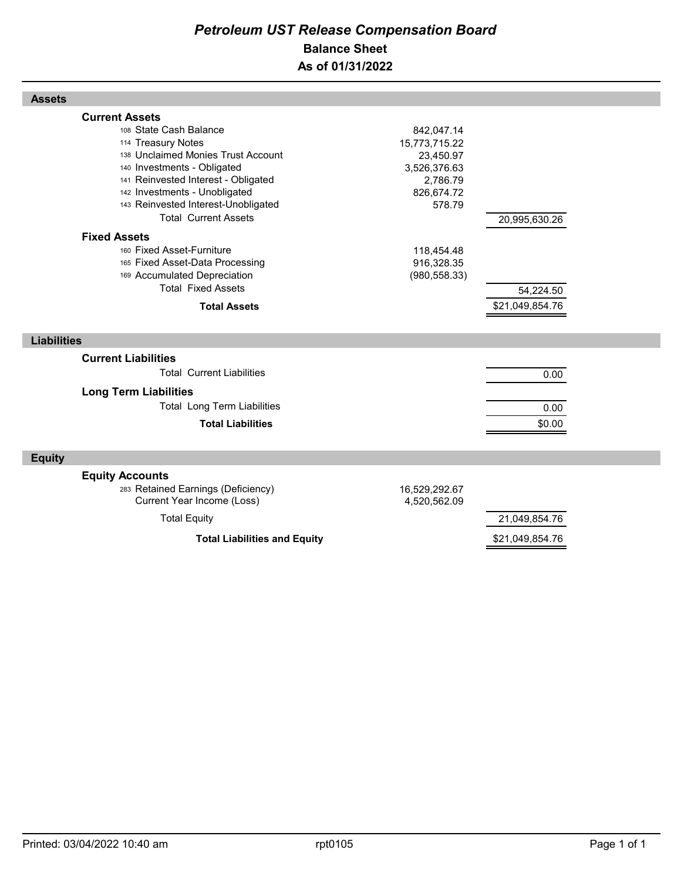# *Petroleum UST Release Compensation Board*

## Balance Sheet

## As of 01/31/2022

### Assets

| | | |
|---|---|---|
| **Current Assets** | | |
| 108 State Cash Balance | 842,047.14 | |
| 114 Treasury Notes | 15,773,715.22 | |
| 138 Unclaimed Monies Trust Account | 23,450.97 | |
| 140 Investments - Obligated | 3,526,376.63 | |
| 141 Reinvested Interest - Obligated | 2,786.79 | |
| 142 Investments - Unobligated | 826,674.72 | |
| 143 Reinvested Interest-Unobligated | 578.79 | |
| Total Current Assets | | 20,995,630.26 |
| **Fixed Assets** | | |
| 160 Fixed Asset-Furniture | 118,454.48 | |
| 165 Fixed Asset-Data Processing | 916,328.35 | |
| 169 Accumulated Depreciation | (980,558.33) | |
| Total Fixed Assets | | 54,224.50 |
| **Total Assets** | | $21,049,854.76 |

### Liabilities

| | | |
|---|---|---|
| **Current Liabilities** | | |
| Total Current Liabilities | | 0.00 |
| **Long Term Liabilities** | | |
| Total Long Term Liabilities | | 0.00 |
| **Total Liabilities** | | $0.00 |

### Equity

| | | |
|---|---|---|
| **Equity Accounts** | | |
| 283 Retained Earnings (Deficiency) | 16,529,292.67 | |
| Current Year Income (Loss) | 4,520,562.09 | |
| Total Equity | | 21,049,854.76 |
| **Total Liabilities and Equity** | | $21,049,854.76 |

Printed: 03/04/2022 10:40 am rpt0105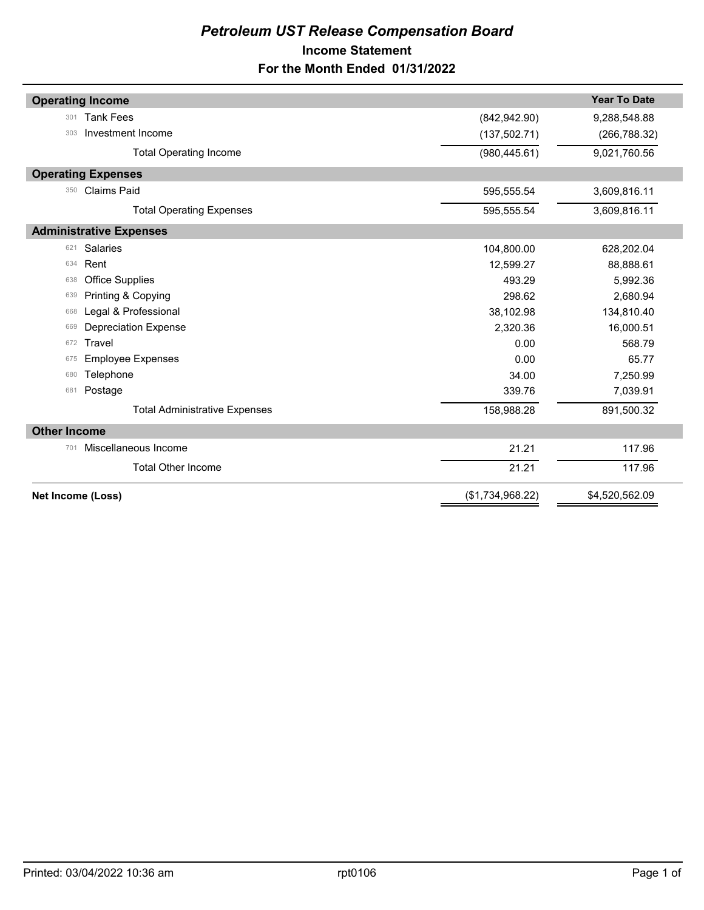# *Petroleum UST Release Compensation Board*

## Income Statement

## For the Month Ended 01/31/2022

| | | | Year To Date |
|---|---|---|---|
| **Operating Income** | | | |
| 301 | Tank Fees | (842,942.90) | 9,288,548.88 |
| 303 | Investment Income | (137,502.71) | (266,788.32) |
| | Total Operating Income | (980,445.61) | 9,021,760.56 |
| **Operating Expenses** | | | |
| 350 | Claims Paid | 595,555.54 | 3,609,816.11 |
| | Total Operating Expenses | 595,555.54 | 3,609,816.11 |
| **Administrative Expenses** | | | |
| 621 | Salaries | 104,800.00 | 628,202.04 |
| 634 | Rent | 12,599.27 | 88,888.61 |
| 638 | Office Supplies | 493.29 | 5,992.36 |
| 639 | Printing & Copying | 298.62 | 2,680.94 |
| 668 | Legal & Professional | 38,102.98 | 134,810.40 |
| 669 | Depreciation Expense | 2,320.36 | 16,000.51 |
| 672 | Travel | 0.00 | 568.79 |
| 675 | Employee Expenses | 0.00 | 65.77 |
| 680 | Telephone | 34.00 | 7,250.99 |
| 681 | Postage | 339.76 | 7,039.91 |
| | Total Administrative Expenses | 158,988.28 | 891,500.32 |
| **Other Income** | | | |
| 701 | Miscellaneous Income | 21.21 | 117.96 |
| | Total Other Income | 21.21 | 117.96 |
| **Net Income (Loss)** | | ($1,734,968.22) | $4,520,562.09 |

Printed: 03/04/2022 10:36 am rpt0106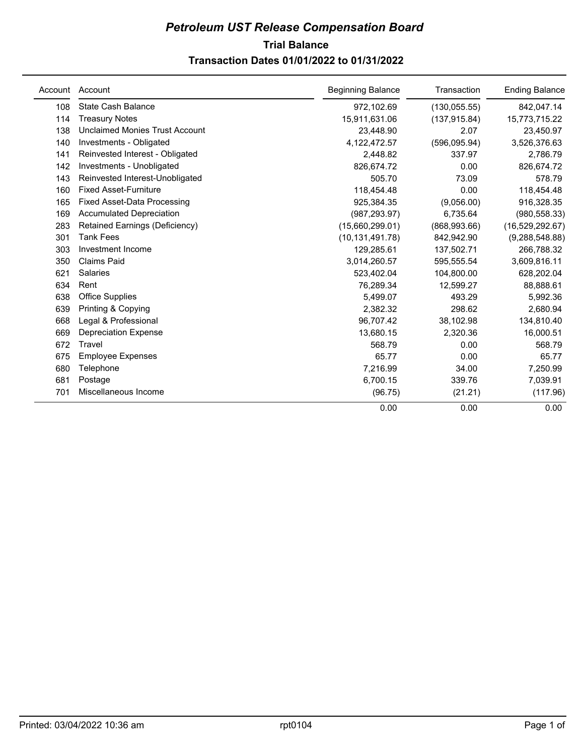# *Petroleum UST Release Compensation Board*

## Trial Balance

## Transaction Dates 01/01/2022 to 01/31/2022

| Account | Account | Beginning Balance | Transaction | Ending Balance |
|---|---|---|---|---|
| 108 | State Cash Balance | 972,102.69 | (130,055.55) | 842,047.14 |
| 114 | Treasury Notes | 15,911,631.06 | (137,915.84) | 15,773,715.22 |
| 138 | Unclaimed Monies Trust Account | 23,448.90 | 2.07 | 23,450.97 |
| 140 | Investments - Obligated | 4,122,472.57 | (596,095.94) | 3,526,376.63 |
| 141 | Reinvested Interest - Obligated | 2,448.82 | 337.97 | 2,786.79 |
| 142 | Investments - Unobligated | 826,674.72 | 0.00 | 826,674.72 |
| 143 | Reinvested Interest-Unobligated | 505.70 | 73.09 | 578.79 |
| 160 | Fixed Asset-Furniture | 118,454.48 | 0.00 | 118,454.48 |
| 165 | Fixed Asset-Data Processing | 925,384.35 | (9,056.00) | 916,328.35 |
| 169 | Accumulated Depreciation | (987,293.97) | 6,735.64 | (980,558.33) |
| 283 | Retained Earnings (Deficiency) | (15,660,299.01) | (868,993.66) | (16,529,292.67) |
| 301 | Tank Fees | (10,131,491.78) | 842,942.90 | (9,288,548.88) |
| 303 | Investment Income | 129,285.61 | 137,502.71 | 266,788.32 |
| 350 | Claims Paid | 3,014,260.57 | 595,555.54 | 3,609,816.11 |
| 621 | Salaries | 523,402.04 | 104,800.00 | 628,202.04 |
| 634 | Rent | 76,289.34 | 12,599.27 | 88,888.61 |
| 638 | Office Supplies | 5,499.07 | 493.29 | 5,992.36 |
| 639 | Printing & Copying | 2,382.32 | 298.62 | 2,680.94 |
| 668 | Legal & Professional | 96,707.42 | 38,102.98 | 134,810.40 |
| 669 | Depreciation Expense | 13,680.15 | 2,320.36 | 16,000.51 |
| 672 | Travel | 568.79 | 0.00 | 568.79 |
| 675 | Employee Expenses | 65.77 | 0.00 | 65.77 |
| 680 | Telephone | 7,216.99 | 34.00 | 7,250.99 |
| 681 | Postage | 6,700.15 | 339.76 | 7,039.91 |
| 701 | Miscellaneous Income | (96.75) | (21.21) | (117.96) |
| | | 0.00 | 0.00 | 0.00 |

Printed: 03/04/2022 10:36 am rpt0104